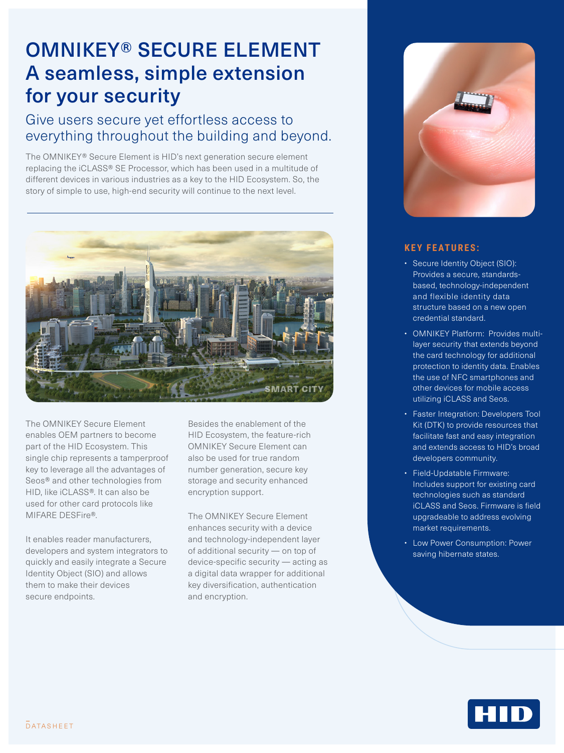# OMNIKEY® SECURE ELEMENT
# A seamless, simple extension for your security

## Give users secure yet effortless access to everything throughout the building and beyond.

The OMNIKEY® Secure Element is HID's next generation secure element replacing the iCLASS® SE Processor, which has been used in a multitude of different devices in various industries as a key to the HID Ecosystem. So, the story of simple to use, high-end security will continue to the next level.

The OMNIKEY Secure Element enables OEM partners to become part of the HID Ecosystem. This single chip represents a tamperproof key to leverage all the advantages of Seos® and other technologies from HID, like iCLASS®. It can also be used for other card protocols like MIFARE DESFire®.

It enables reader manufacturers, developers and system integrators to quickly and easily integrate a Secure Identity Object (SIO) and allows them to make their devices secure endpoints.

Besides the enablement of the HID Ecosystem, the feature-rich OMNIKEY Secure Element can also be used for true random number generation, secure key storage and security enhanced encryption support.

The OMNIKEY Secure Element enhances security with a device and technology-independent layer of additional security — on top of device-specific security — acting as a digital data wrapper for additional key diversification, authentication and encryption.

### KEY FEATURES:

- Secure Identity Object (SIO): Provides a secure, standards-based, technology-independent and flexible identity data structure based on a new open credential standard.
- OMNIKEY Platform: Provides multi-layer security that extends beyond the card technology for additional protection to identity data. Enables the use of NFC smartphones and other devices for mobile access utilizing iCLASS and Seos.
- Faster Integration: Developers Tool Kit (DTK) to provide resources that facilitate fast and easy integration and extends access to HID's broad developers community.
- Field-Updatable Firmware: Includes support for existing card technologies such as standard iCLASS and Seos. Firmware is field upgradeable to address evolving market requirements.
- Low Power Consumption: Power saving hibernate states.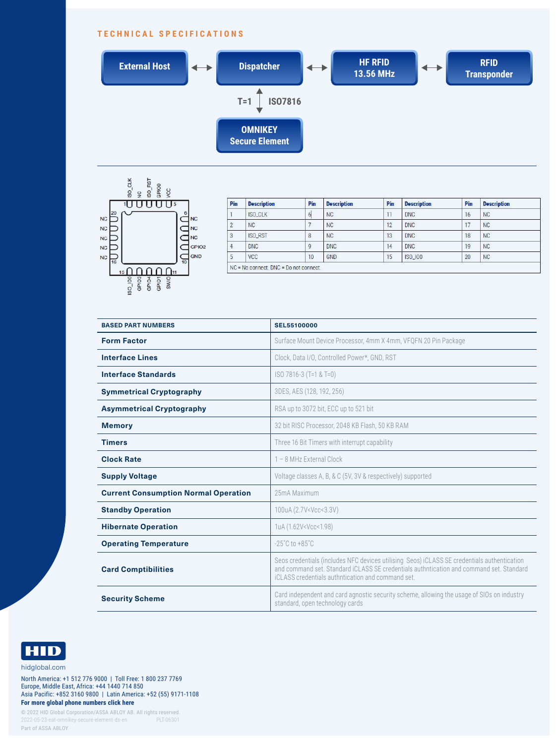## TECHNICAL SPECIFICATIONS

External Host ↔ Dispatcher ↔ HF RFID 13.56 MHz ↔ RFID Transponder

Dispatcher ↕ T=1 ISO7816 ↕ OMNIKEY Secure Element

| Pin | Description | Pin | Description | Pin | Description | Pin | Description |
|---|---|---|---|---|---|---|---|
| 1 | ISO_CLK | 6 | NC | 11 | DNC | 16 | NC |
| 2 | NC | 7 | NC | 12 | DNC | 17 | NC |
| 3 | ISO_RST | 8 | NC | 13 | DNC | 18 | NC |
| 4 | DNC | 9 | DNC | 14 | DNC | 19 | NC |
| 5 | VCC | 10 | GND | 15 | ISO_IO0 | 20 | NC |

NC = No connect. DNC = Do not connect.

| BASED PART NUMBERS | SEL55100000 |
|---|---|
| **Form Factor** | Surface Mount Device Processor, 4mm X 4mm, VFQFN 20 Pin Package |
| **Interface Lines** | Clock, Data I/O, Controlled Power*, GND, RST |
| **Interface Standards** | ISO 7816-3 (T=1 & T=0) |
| **Symmetrical Cryptography** | 3DES, AES (128, 192, 256) |
| **Asymmetrical Cryptography** | RSA up to 3072 bit, ECC up to 521 bit |
| **Memory** | 32 bit RISC Processor, 2048 KB Flash, 50 KB RAM |
| **Timers** | Three 16 Bit Timers with interrupt capability |
| **Clock Rate** | 1 – 8 MHz External Clock |
| **Supply Voltage** | Voltage classes A, B, & C (5V, 3V & respectively) supported |
| **Current Consumption Normal Operation** | 25mA Maximum |
| **Standby Operation** | 100uA (2.7V<Vcc<3.3V) |
| **Hibernate Operation** | 1uA (1.62V<Vcc<1.98) |
| **Operating Temperature** | -25°C to +85°C |
| **Card Comptibilities** | Seos credentials (includes NFC devices utilising Seos) iCLASS SE credentials authentication and command set. Standard iCLASS SE credentials authntication and command set. Standard iCLASS credentials authntication and command set. |
| **Security Scheme** | Card independent and card agnostic security scheme, allowing the usage of SIOs on industry standard, open technology cards |

HID

hidglobal.com

North America: +1 512 776 9000 | Toll Free: 1 800 237 7769
Europe, Middle East, Africa: +44 1440 714 850
Asia Pacific: +852 3160 9800 | Latin America: +52 (55) 9171-1108
**For more global phone numbers click here**

© 2022 HID Global Corporation/ASSA ABLOY AB. All rights reserved.
2022-05-23-eat-omnikey-secure-element-ds-en PLT-06301
Part of ASSA ABLOY